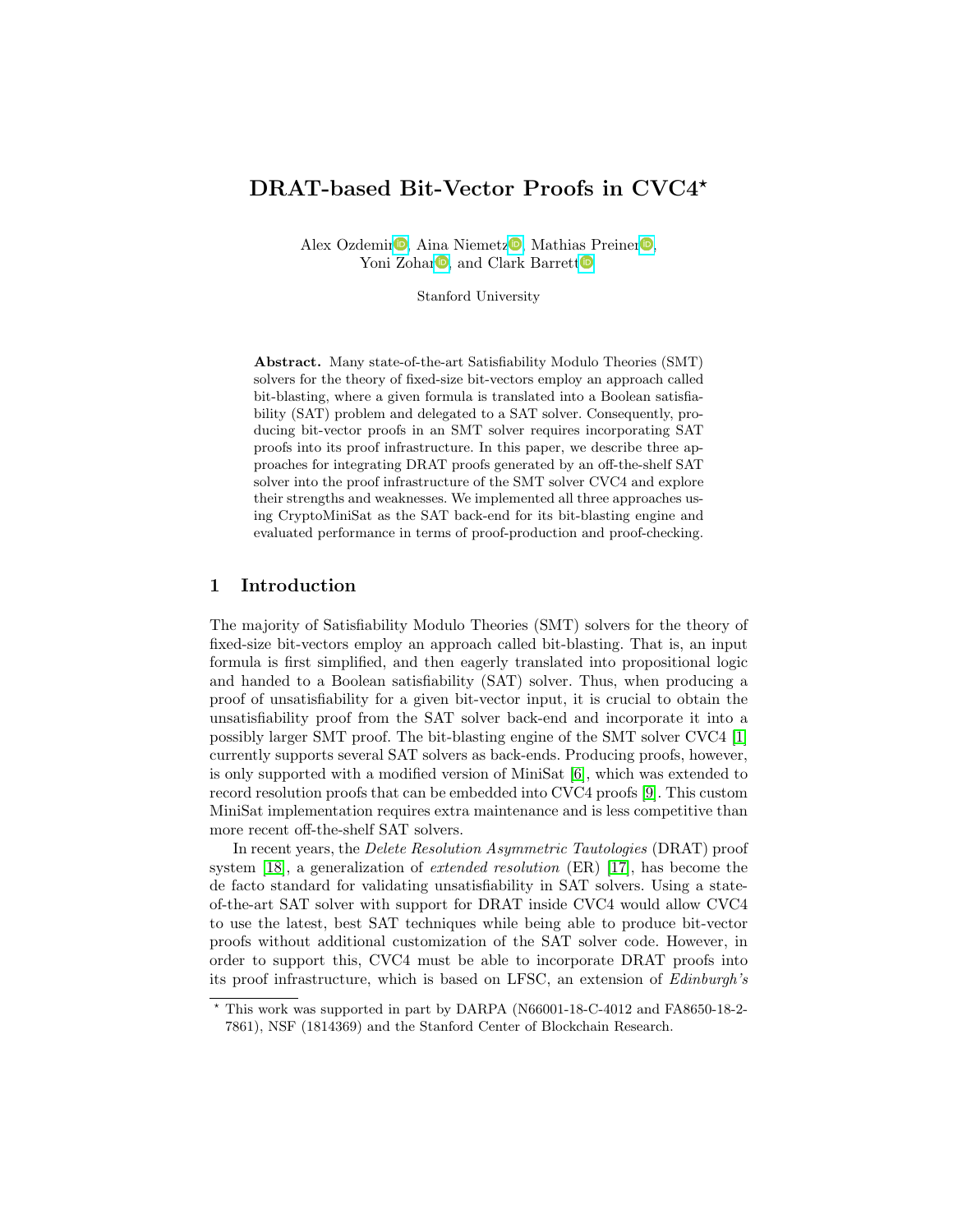# DRAT-based Bit-Vector Proofs in CVC4*

Alex Ozdemir, Aina Niemetz, Mathias Preiner, Yoni Zohar, and Clark Barrett

Stanford University

**Abstract.** Many state-of-the-art Satisfiability Modulo Theories (SMT) solvers for the theory of fixed-size bit-vectors employ an approach called bit-blasting, where a given formula is translated into a Boolean satisfiability (SAT) problem and delegated to a SAT solver. Consequently, producing bit-vector proofs in an SMT solver requires incorporating SAT proofs into its proof infrastructure. In this paper, we describe three approaches for integrating DRAT proofs generated by an off-the-shelf SAT solver into the proof infrastructure of the SMT solver CVC4 and explore their strengths and weaknesses. We implemented all three approaches using CryptoMiniSat as the SAT back-end for its bit-blasting engine and evaluated performance in terms of proof-production and proof-checking.

## 1 Introduction

The majority of Satisfiability Modulo Theories (SMT) solvers for the theory of fixed-size bit-vectors employ an approach called bit-blasting. That is, an input formula is first simplified, and then eagerly translated into propositional logic and handed to a Boolean satisfiability (SAT) solver. Thus, when producing a proof of unsatisfiability for a given bit-vector input, it is crucial to obtain the unsatisfiability proof from the SAT solver back-end and incorporate it into a possibly larger SMT proof. The bit-blasting engine of the SMT solver CVC4 [1] currently supports several SAT solvers as back-ends. Producing proofs, however, is only supported with a modified version of MiniSat [6], which was extended to record resolution proofs that can be embedded into CVC4 proofs [9]. This custom MiniSat implementation requires extra maintenance and is less competitive than more recent off-the-shelf SAT solvers.

In recent years, the *Delete Resolution Asymmetric Tautologies* (DRAT) proof system [18], a generalization of *extended resolution* (ER) [17], has become the de facto standard for validating unsatisfiability in SAT solvers. Using a state-of-the-art SAT solver with support for DRAT inside CVC4 would allow CVC4 to use the latest, best SAT techniques while being able to produce bit-vector proofs without additional customization of the SAT solver code. However, in order to support this, CVC4 must be able to incorporate DRAT proofs into its proof infrastructure, which is based on LFSC, an extension of *Edinburgh's*

* This work was supported in part by DARPA (N66001-18-C-4012 and FA8650-18-2-7861), NSF (1814369) and the Stanford Center of Blockchain Research.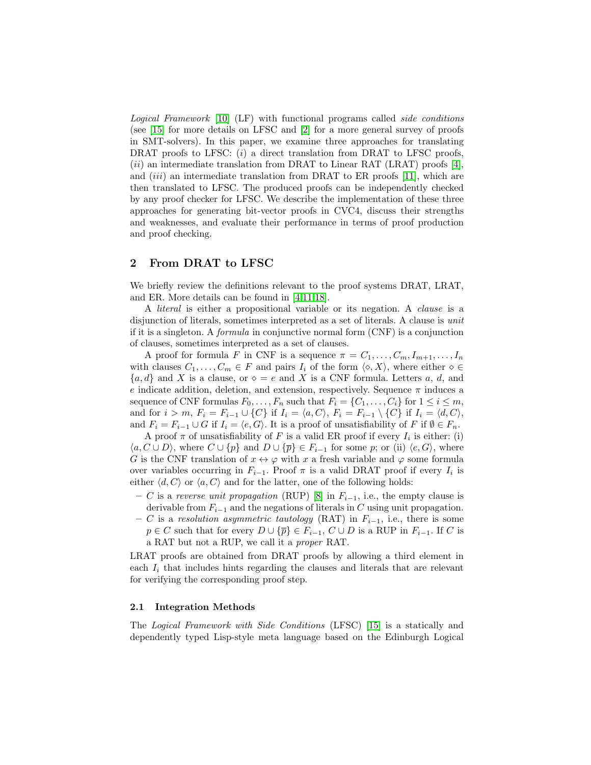*Logical Framework* [10] (LF) with functional programs called *side conditions* (see [15] for more details on LFSC and [2] for a more general survey of proofs in SMT-solvers). In this paper, we examine three approaches for translating DRAT proofs to LFSC: (*i*) a direct translation from DRAT to LFSC proofs, (*ii*) an intermediate translation from DRAT to Linear RAT (LRAT) proofs [4], and (*iii*) an intermediate translation from DRAT to ER proofs [11], which are then translated to LFSC. The produced proofs can be independently checked by any proof checker for LFSC. We describe the implementation of these three approaches for generating bit-vector proofs in CVC4, discuss their strengths and weaknesses, and evaluate their performance in terms of proof production and proof checking.

## 2 From DRAT to LFSC

We briefly review the definitions relevant to the proof systems DRAT, LRAT, and ER. More details can be found in [4,11,18].

A *literal* is either a propositional variable or its negation. A *clause* is a disjunction of literals, sometimes interpreted as a set of literals. A clause is *unit* if it is a singleton. A *formula* in conjunctive normal form (CNF) is a conjunction of clauses, sometimes interpreted as a set of clauses.

A proof for formula $F$ in CNF is a sequence $\pi = C_1, \dots, C_m, I_{m+1}, \dots, I_n$ with clauses $C_1, \dots, C_m \in F$ and pairs $I_i$ of the form $\langle \diamond, X \rangle$, where either $\diamond \in \{a, d\}$ and $X$ is a clause, or $\diamond = e$ and $X$ is a CNF formula. Letters $a$, $d$, and $e$ indicate addition, deletion, and extension, respectively. Sequence $\pi$ induces a sequence of CNF formulas $F_0, \dots, F_n$ such that $F_i = \{C_1, \dots, C_i\}$ for $1 \leq i \leq m$, and for $i > m$, $F_i = F_{i-1} \cup \{C\}$ if $I_i = \langle a, C \rangle$, $F_i = F_{i-1} \setminus \{C\}$ if $I_i = \langle d, C \rangle$, and $F_i = F_{i-1} \cup G$ if $I_i = \langle e, G \rangle$. It is a proof of unsatisfiability of $F$ if $\emptyset \in F_n$.

A proof $\pi$ of unsatisfiability of $F$ is a valid ER proof if every $I_i$ is either: (i) $\langle a, C \cup D \rangle$, where $C \cup \{p\}$ and $D \cup \{\overline{p}\} \in F_{i-1}$ for some $p$; or (ii) $\langle e, G \rangle$, where $G$ is the CNF translation of $x \leftrightarrow \varphi$ with $x$ a fresh variable and $\varphi$ some formula over variables occurring in $F_{i-1}$. Proof $\pi$ is a valid DRAT proof if every $I_i$ is either $\langle d, C \rangle$ or $\langle a, C \rangle$ and for the latter, one of the following holds:

- $C$ is a *reverse unit propagation* (RUP) [8] in $F_{i-1}$, i.e., the empty clause is derivable from $F_{i-1}$ and the negations of literals in $C$ using unit propagation.
- $C$ is a *resolution asymmetric tautology* (RAT) in $F_{i-1}$, i.e., there is some $p \in C$ such that for every $D \cup \{\overline{p}\} \in F_{i-1}$, $C \cup D$ is a RUP in $F_{i-1}$. If $C$ is a RAT but not a RUP, we call it a *proper* RAT.

LRAT proofs are obtained from DRAT proofs by allowing a third element in each $I_i$ that includes hints regarding the clauses and literals that are relevant for verifying the corresponding proof step.

### 2.1 Integration Methods

The *Logical Framework with Side Conditions* (LFSC) [15] is a statically and dependently typed Lisp-style meta language based on the Edinburgh Logical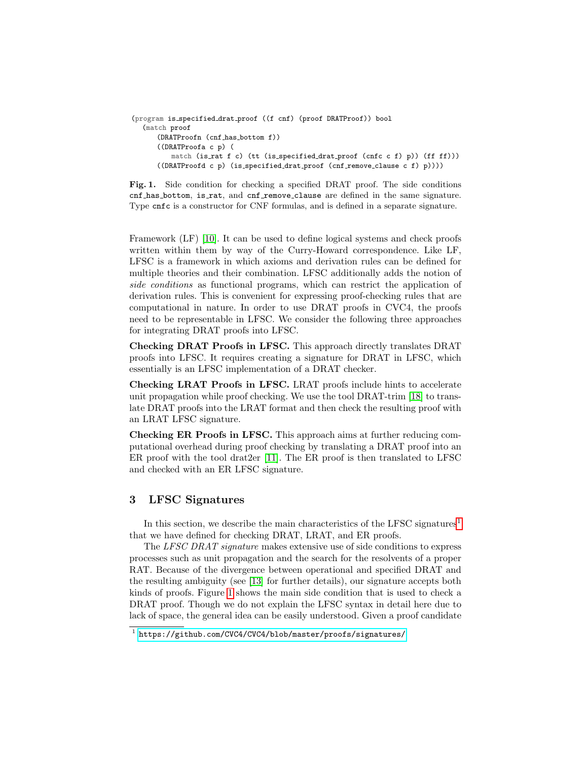```
(program is_specified_drat_proof ((f cnf) (proof DRATProof)) bool
   (match proof
      (DRATProofn (cnf_has_bottom f))
      ((DRATProofa c p) (
         match (is_rat f c) (tt (is_specified_drat_proof (cnfc c f) p)) (ff ff)))
      ((DRATProofd c p) (is_specified_drat_proof (cnf_remove_clause c f) p))))
```

**Fig. 1.** Side condition for checking a specified DRAT proof. The side conditions `cnf_has_bottom`, `is_rat`, and `cnf_remove_clause` are defined in the same signature. Type `cnfc` is a constructor for CNF formulas, and is defined in a separate signature.

Framework (LF) [10]. It can be used to define logical systems and check proofs written within them by way of the Curry-Howard correspondence. Like LF, LFSC is a framework in which axioms and derivation rules can be defined for multiple theories and their combination. LFSC additionally adds the notion of *side conditions* as functional programs, which can restrict the application of derivation rules. This is convenient for expressing proof-checking rules that are computational in nature. In order to use DRAT proofs in CVC4, the proofs need to be representable in LFSC. We consider the following three approaches for integrating DRAT proofs into LFSC.

**Checking DRAT Proofs in LFSC.** This approach directly translates DRAT proofs into LFSC. It requires creating a signature for DRAT in LFSC, which essentially is an LFSC implementation of a DRAT checker.

**Checking LRAT Proofs in LFSC.** LRAT proofs include hints to accelerate unit propagation while proof checking. We use the tool DRAT-trim [18] to translate DRAT proofs into the LRAT format and then check the resulting proof with an LRAT LFSC signature.

**Checking ER Proofs in LFSC.** This approach aims at further reducing computational overhead during proof checking by translating a DRAT proof into an ER proof with the tool drat2er [11]. The ER proof is then translated to LFSC and checked with an ER LFSC signature.

## 3 LFSC Signatures

In this section, we describe the main characteristics of the LFSC signatures[1] that we have defined for checking DRAT, LRAT, and ER proofs.

The *LFSC DRAT signature* makes extensive use of side conditions to express processes such as unit propagation and the search for the resolvents of a proper RAT. Because of the divergence between operational and specified DRAT and the resulting ambiguity (see [13] for further details), our signature accepts both kinds of proofs. Figure 1 shows the main side condition that is used to check a DRAT proof. Though we do not explain the LFSC syntax in detail here due to lack of space, the general idea can be easily understood. Given a proof candidate

[1] https://github.com/CVC4/CVC4/blob/master/proofs/signatures/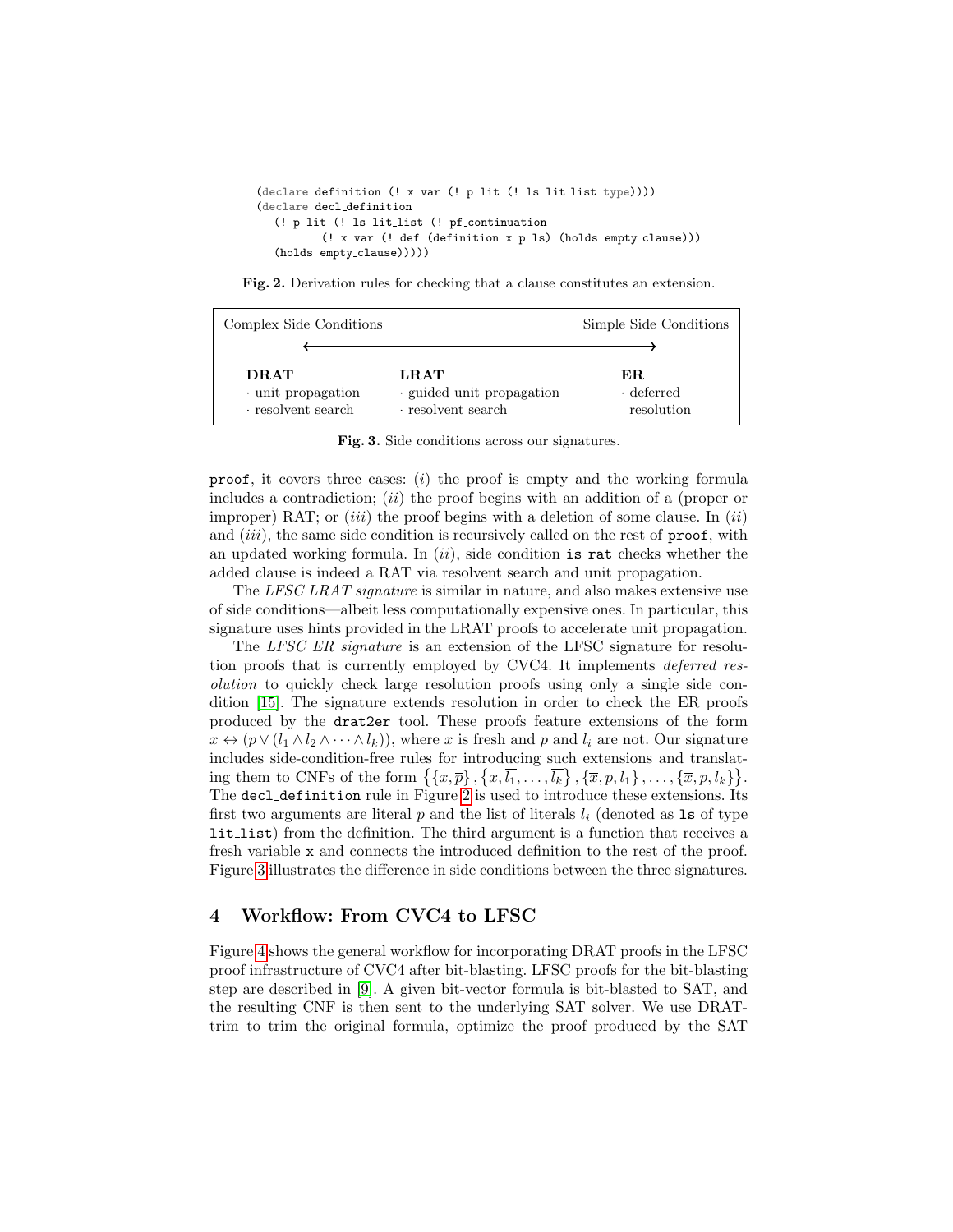```
(declare definition (! x var (! p lit (! ls lit_list type))))
(declare decl_definition
   (! p lit (! ls lit_list (! pf_continuation
          (! x var (! def (definition x p ls) (holds empty_clause)))
   (holds empty_clause)))))
```

**Fig. 2.** Derivation rules for checking that a clause constitutes an extension.

| Complex Side Conditions | ⟵⟶ | Simple Side Conditions |
|---|---|---|
| **DRAT** | **LRAT** | **ER** |
| · unit propagation | · guided unit propagation | · deferred |
| · resolvent search | · resolvent search | resolution |

**Fig. 3.** Side conditions across our signatures.

proof, it covers three cases: (*i*) the proof is empty and the working formula includes a contradiction; (*ii*) the proof begins with an addition of a (proper or improper) RAT; or (*iii*) the proof begins with a deletion of some clause. In (*ii*) and (*iii*), the same side condition is recursively called on the rest of proof, with an updated working formula. In (*ii*), side condition is_rat checks whether the added clause is indeed a RAT via resolvent search and unit propagation.

The *LFSC LRAT signature* is similar in nature, and also makes extensive use of side conditions—albeit less computationally expensive ones. In particular, this signature uses hints provided in the LRAT proofs to accelerate unit propagation.

The *LFSC ER signature* is an extension of the LFSC signature for resolution proofs that is currently employed by CVC4. It implements *deferred resolution* to quickly check large resolution proofs using only a single side condition [15]. The signature extends resolution in order to check the ER proofs produced by the drat2er tool. These proofs feature extensions of the form $x \leftrightarrow (p \vee (l_1 \wedge l_2 \wedge \cdots \wedge l_k))$, where $x$ is fresh and $p$ and $l_i$ are not. Our signature includes side-condition-free rules for introducing such extensions and translating them to CNFs of the form $\left\{ \{x, \overline{p}\}, \{x, \overline{l_1}, \ldots, \overline{l_k}\}, \{\overline{x}, p, l_1\}, \ldots, \{\overline{x}, p, l_k\} \right\}$. The decl_definition rule in Figure 2 is used to introduce these extensions. Its first two arguments are literal $p$ and the list of literals $l_i$ (denoted as ls of type lit_list) from the definition. The third argument is a function that receives a fresh variable x and connects the introduced definition to the rest of the proof. Figure 3 illustrates the difference in side conditions between the three signatures.

## 4 Workflow: From CVC4 to LFSC

Figure 4 shows the general workflow for incorporating DRAT proofs in the LFSC proof infrastructure of CVC4 after bit-blasting. LFSC proofs for the bit-blasting step are described in [9]. A given bit-vector formula is bit-blasted to SAT, and the resulting CNF is then sent to the underlying SAT solver. We use DRAT-trim to trim the original formula, optimize the proof produced by the SAT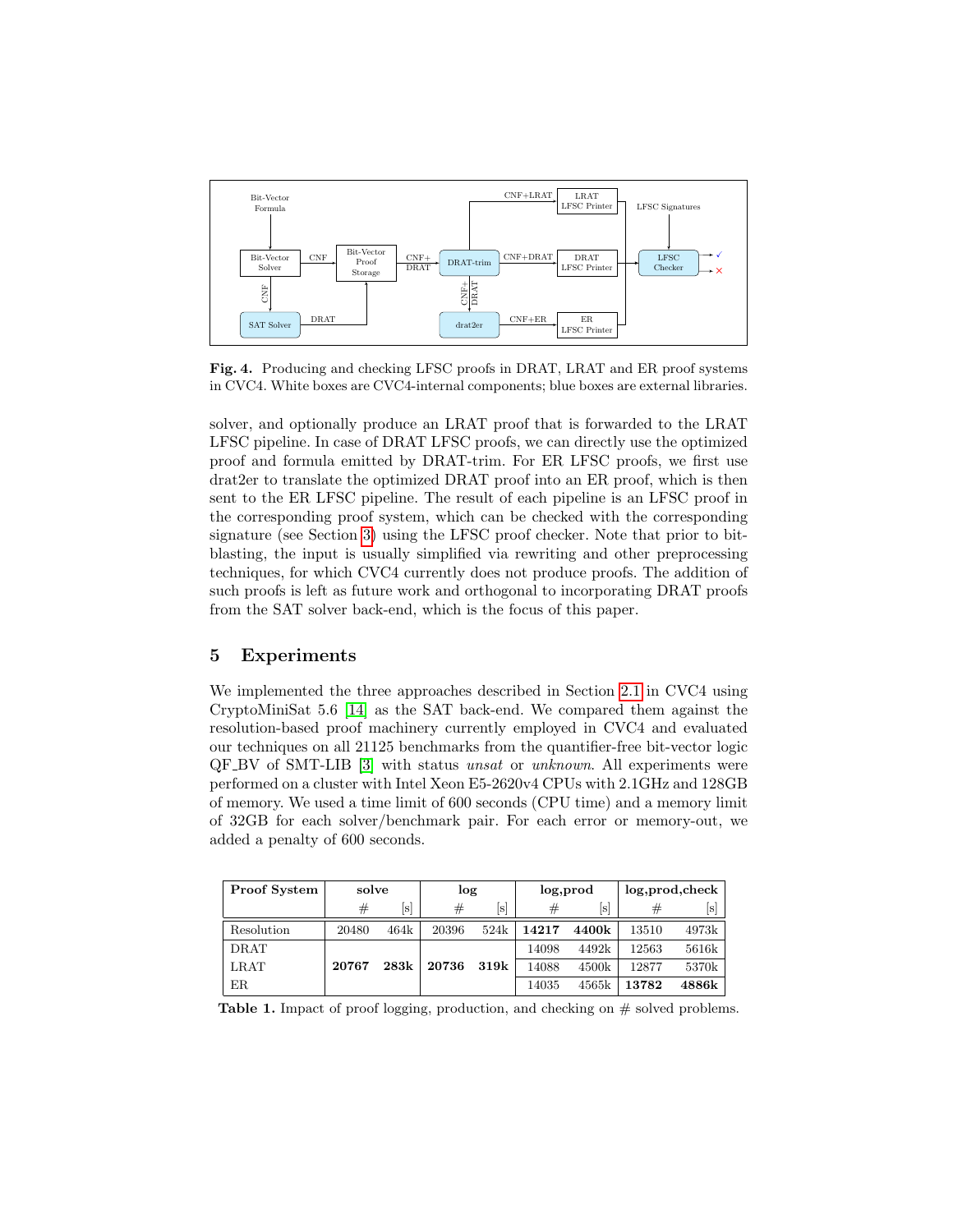**Fig. 4.** Producing and checking LFSC proofs in DRAT, LRAT and ER proof systems in CVC4. White boxes are CVC4-internal components; blue boxes are external libraries.

solver, and optionally produce an LRAT proof that is forwarded to the LRAT LFSC pipeline. In case of DRAT LFSC proofs, we can directly use the optimized proof and formula emitted by DRAT-trim. For ER LFSC proofs, we first use drat2er to translate the optimized DRAT proof into an ER proof, which is then sent to the ER LFSC pipeline. The result of each pipeline is an LFSC proof in the corresponding proof system, which can be checked with the corresponding signature (see Section 3) using the LFSC proof checker. Note that prior to bit-blasting, the input is usually simplified via rewriting and other preprocessing techniques, for which CVC4 currently does not produce proofs. The addition of such proofs is left as future work and orthogonal to incorporating DRAT proofs from the SAT solver back-end, which is the focus of this paper.

## 5 Experiments

We implemented the three approaches described in Section 2.1 in CVC4 using CryptoMiniSat 5.6 [14] as the SAT back-end. We compared them against the resolution-based proof machinery currently employed in CVC4 and evaluated our techniques on all 21125 benchmarks from the quantifier-free bit-vector logic QF_BV of SMT-LIB [3] with status *unsat* or *unknown*. All experiments were performed on a cluster with Intel Xeon E5-2620v4 CPUs with 2.1GHz and 128GB of memory. We used a time limit of 600 seconds (CPU time) and a memory limit of 32GB for each solver/benchmark pair. For each error or memory-out, we added a penalty of 600 seconds.

| **Proof System** | **solve** | | **log** | | **log,prod** | | **log,prod,check** | |
|---|---|---|---|---|---|---|---|---|
| | # | [s] | # | [s] | # | [s] | # | [s] |
| Resolution | 20480 | 464k | 20396 | 524k | **14217** | **4400k** | 13510 | 4973k |
| DRAT | **20767** | **283k** | **20736** | **319k** | 14098 | 4492k | 12563 | 5616k |
| LRAT | | | | | 14088 | 4500k | 12877 | 5370k |
| ER | | | | | 14035 | 4565k | **13782** | **4886k** |

**Table 1.** Impact of proof logging, production, and checking on # solved problems.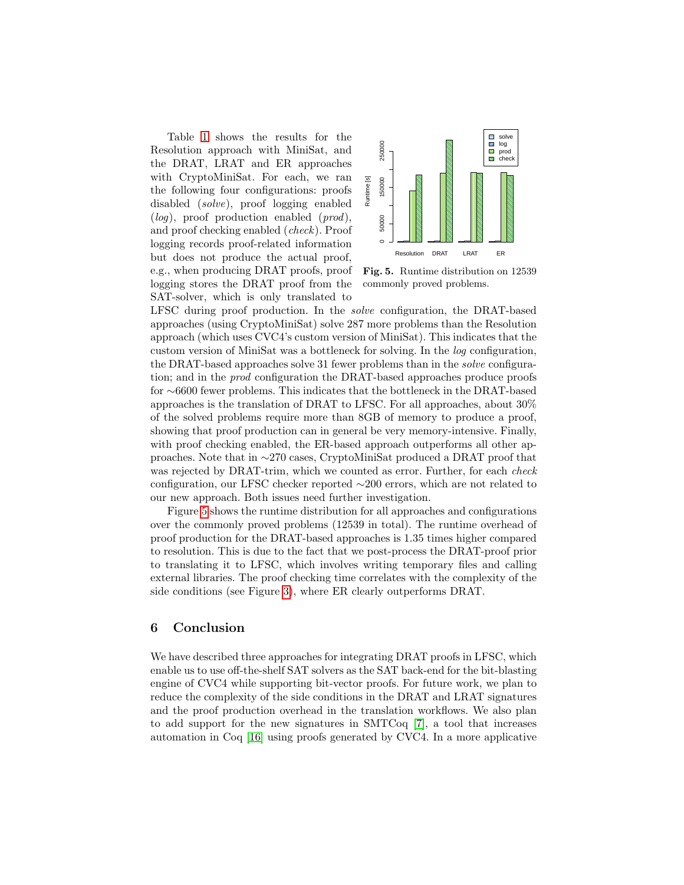Table 1 shows the results for the Resolution approach with MiniSat, and the DRAT, LRAT and ER approaches with CryptoMiniSat. For each, we ran the following four configurations: proofs disabled (*solve*), proof logging enabled (*log*), proof production enabled (*prod*), and proof checking enabled (*check*). Proof logging records proof-related information but does not produce the actual proof, e.g., when producing DRAT proofs, proof logging stores the DRAT proof from the SAT-solver, which is only translated to LFSC during proof production. In the *solve* configuration, the DRAT-based approaches (using CryptoMiniSat) solve 287 more problems than the Resolution approach (which uses CVC4's custom version of MiniSat). This indicates that the custom version of MiniSat was a bottleneck for solving. In the *log* configuration, the DRAT-based approaches solve 31 fewer problems than in the *solve* configuration; and in the *prod* configuration the DRAT-based approaches produce proofs for ∼6600 fewer problems. This indicates that the bottleneck in the DRAT-based approaches is the translation of DRAT to LFSC. For all approaches, about 30% of the solved problems require more than 8GB of memory to produce a proof, showing that proof production can in general be very memory-intensive. Finally, with proof checking enabled, the ER-based approach outperforms all other approaches. Note that in ∼270 cases, CryptoMiniSat produced a DRAT proof that was rejected by DRAT-trim, which we counted as error. Further, for each *check* configuration, our LFSC checker reported ∼200 errors, which are not related to our new approach. Both issues need further investigation.

**Fig. 5.** Runtime distribution on 12539 commonly proved problems.

Figure 5 shows the runtime distribution for all approaches and configurations over the commonly proved problems (12539 in total). The runtime overhead of proof production for the DRAT-based approaches is 1.35 times higher compared to resolution. This is due to the fact that we post-process the DRAT-proof prior to translating it to LFSC, which involves writing temporary files and calling external libraries. The proof checking time correlates with the complexity of the side conditions (see Figure 3), where ER clearly outperforms DRAT.

## 6 Conclusion

We have described three approaches for integrating DRAT proofs in LFSC, which enable us to use off-the-shelf SAT solvers as the SAT back-end for the bit-blasting engine of CVC4 while supporting bit-vector proofs. For future work, we plan to reduce the complexity of the side conditions in the DRAT and LRAT signatures and the proof production overhead in the translation workflows. We also plan to add support for the new signatures in SMTCoq [7], a tool that increases automation in Coq [16] using proofs generated by CVC4. In a more applicative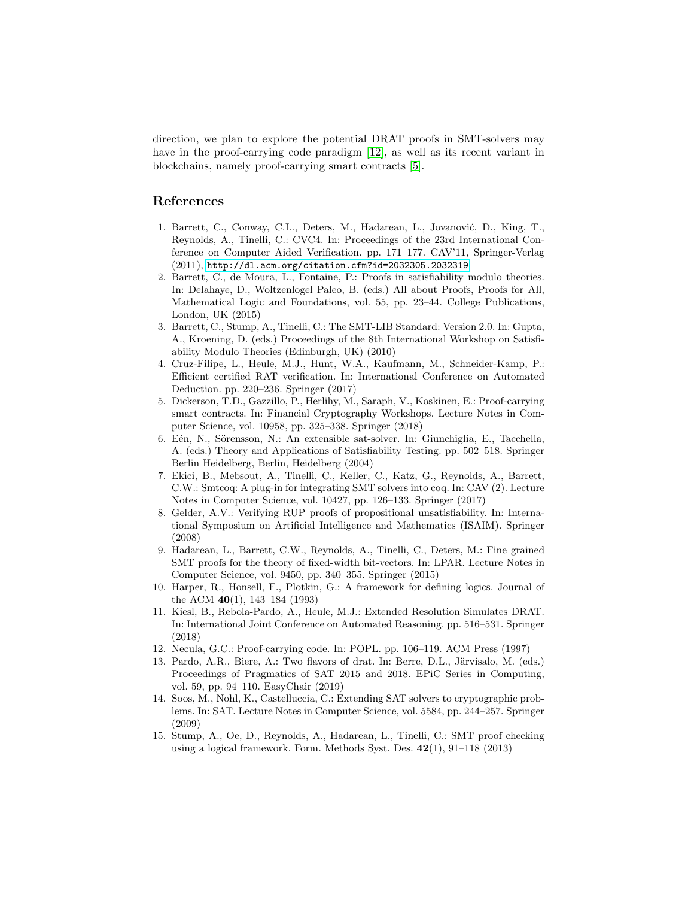direction, we plan to explore the potential DRAT proofs in SMT-solvers may have in the proof-carrying code paradigm [12], as well as its recent variant in blockchains, namely proof-carrying smart contracts [5].

## References

1. Barrett, C., Conway, C.L., Deters, M., Hadarean, L., Jovanović, D., King, T., Reynolds, A., Tinelli, C.: CVC4. In: Proceedings of the 23rd International Conference on Computer Aided Verification. pp. 171–177. CAV'11, Springer-Verlag (2011), http://dl.acm.org/citation.cfm?id=2032305.2032319
2. Barrett, C., de Moura, L., Fontaine, P.: Proofs in satisfiability modulo theories. In: Delahaye, D., Woltzenlogel Paleo, B. (eds.) All about Proofs, Proofs for All, Mathematical Logic and Foundations, vol. 55, pp. 23–44. College Publications, London, UK (2015)
3. Barrett, C., Stump, A., Tinelli, C.: The SMT-LIB Standard: Version 2.0. In: Gupta, A., Kroening, D. (eds.) Proceedings of the 8th International Workshop on Satisfiability Modulo Theories (Edinburgh, UK) (2010)
4. Cruz-Filipe, L., Heule, M.J., Hunt, W.A., Kaufmann, M., Schneider-Kamp, P.: Efficient certified RAT verification. In: International Conference on Automated Deduction. pp. 220–236. Springer (2017)
5. Dickerson, T.D., Gazzillo, P., Herlihy, M., Saraph, V., Koskinen, E.: Proof-carrying smart contracts. In: Financial Cryptography Workshops. Lecture Notes in Computer Science, vol. 10958, pp. 325–338. Springer (2018)
6. Eén, N., Sörensson, N.: An extensible sat-solver. In: Giunchiglia, E., Tacchella, A. (eds.) Theory and Applications of Satisfiability Testing. pp. 502–518. Springer Berlin Heidelberg, Berlin, Heidelberg (2004)
7. Ekici, B., Mebsout, A., Tinelli, C., Keller, C., Katz, G., Reynolds, A., Barrett, C.W.: Smtcoq: A plug-in for integrating SMT solvers into coq. In: CAV (2). Lecture Notes in Computer Science, vol. 10427, pp. 126–133. Springer (2017)
8. Gelder, A.V.: Verifying RUP proofs of propositional unsatisfiability. In: International Symposium on Artificial Intelligence and Mathematics (ISAIM). Springer (2008)
9. Hadarean, L., Barrett, C.W., Reynolds, A., Tinelli, C., Deters, M.: Fine grained SMT proofs for the theory of fixed-width bit-vectors. In: LPAR. Lecture Notes in Computer Science, vol. 9450, pp. 340–355. Springer (2015)
10. Harper, R., Honsell, F., Plotkin, G.: A framework for defining logics. Journal of the ACM **40**(1), 143–184 (1993)
11. Kiesl, B., Rebola-Pardo, A., Heule, M.J.: Extended Resolution Simulates DRAT. In: International Joint Conference on Automated Reasoning. pp. 516–531. Springer (2018)
12. Necula, G.C.: Proof-carrying code. In: POPL. pp. 106–119. ACM Press (1997)
13. Pardo, A.R., Biere, A.: Two flavors of drat. In: Berre, D.L., Järvisalo, M. (eds.) Proceedings of Pragmatics of SAT 2015 and 2018. EPiC Series in Computing, vol. 59, pp. 94–110. EasyChair (2019)
14. Soos, M., Nohl, K., Castelluccia, C.: Extending SAT solvers to cryptographic problems. In: SAT. Lecture Notes in Computer Science, vol. 5584, pp. 244–257. Springer (2009)
15. Stump, A., Oe, D., Reynolds, A., Hadarean, L., Tinelli, C.: SMT proof checking using a logical framework. Form. Methods Syst. Des. **42**(1), 91–118 (2013)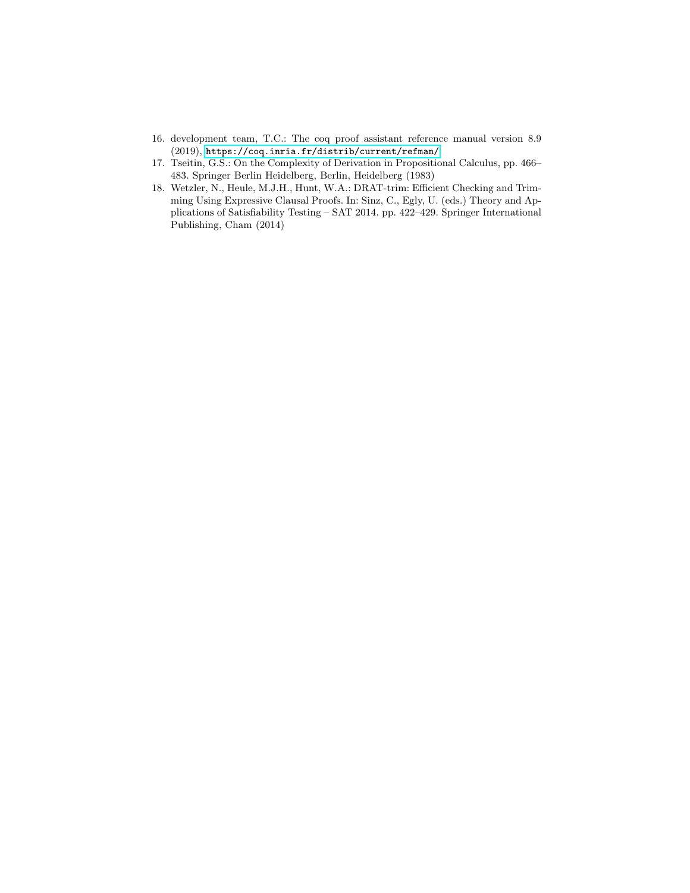16. development team, T.C.: The coq proof assistant reference manual version 8.9 (2019), https://coq.inria.fr/distrib/current/refman/
17. Tseitin, G.S.: On the Complexity of Derivation in Propositional Calculus, pp. 466–483. Springer Berlin Heidelberg, Berlin, Heidelberg (1983)
18. Wetzler, N., Heule, M.J.H., Hunt, W.A.: DRAT-trim: Efficient Checking and Trimming Using Expressive Clausal Proofs. In: Sinz, C., Egly, U. (eds.) Theory and Applications of Satisfiability Testing – SAT 2014. pp. 422–429. Springer International Publishing, Cham (2014)